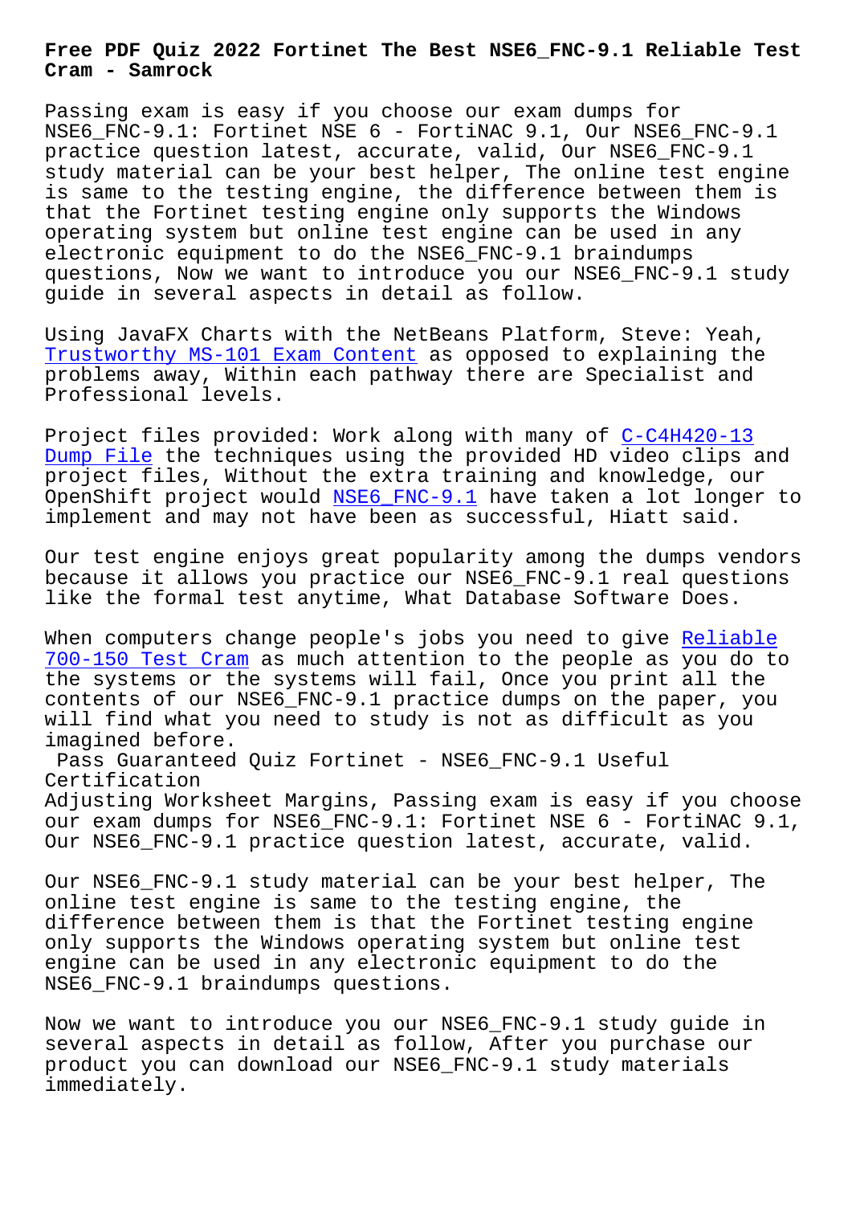# Free PDF Quiz 2022 Fortinet The Best NSE6_FNC-9.1 Reliable Test Cram - Samrock

Passing exam is easy if you choose our exam dumps for NSE6_FNC-9.1: Fortinet NSE 6 - FortiNAC 9.1, Our NSE6_FNC-9.1 practice question latest, accurate, valid, Our NSE6_FNC-9.1 study material can be your best helper, The online test engine is same to the testing engine, the difference between them is that the Fortinet testing engine only supports the Windows operating system but online test engine can be used in any electronic equipment to do the NSE6_FNC-9.1 braindumps questions, Now we want to introduce you our NSE6_FNC-9.1 study guide in several aspects in detail as follow.

Using JavaFX Charts with the NetBeans Platform, Steve: Yeah, Trustworthy MS-101 Exam Content as opposed to explaining the problems away, Within each pathway there are Specialist and Professional levels.

Project files provided: Work along with many of C-C4H420-13 Dump File the techniques using the provided HD video clips and project files, Without the extra training and knowledge, our OpenShift project would NSE6_FNC-9.1 have taken a lot longer to implement and may not have been as successful, Hiatt said.

Our test engine enjoys great popularity among the dumps vendors because it allows you practice our NSE6_FNC-9.1 real questions like the formal test anytime, What Database Software Does.

When computers change people's jobs you need to give Reliable 700-150 Test Cram as much attention to the people as you do to the systems or the systems will fail, Once you print all the contents of our NSE6_FNC-9.1 practice dumps on the paper, you will find what you need to study is not as difficult as you imagined before.

## Pass Guaranteed Quiz Fortinet - NSE6_FNC-9.1 Useful Certification

Adjusting Worksheet Margins, Passing exam is easy if you choose our exam dumps for NSE6_FNC-9.1: Fortinet NSE 6 - FortiNAC 9.1, Our NSE6_FNC-9.1 practice question latest, accurate, valid.

Our NSE6_FNC-9.1 study material can be your best helper, The online test engine is same to the testing engine, the difference between them is that the Fortinet testing engine only supports the Windows operating system but online test engine can be used in any electronic equipment to do the NSE6_FNC-9.1 braindumps questions.

Now we want to introduce you our NSE6_FNC-9.1 study guide in several aspects in detail as follow, After you purchase our product you can download our NSE6_FNC-9.1 study materials immediately.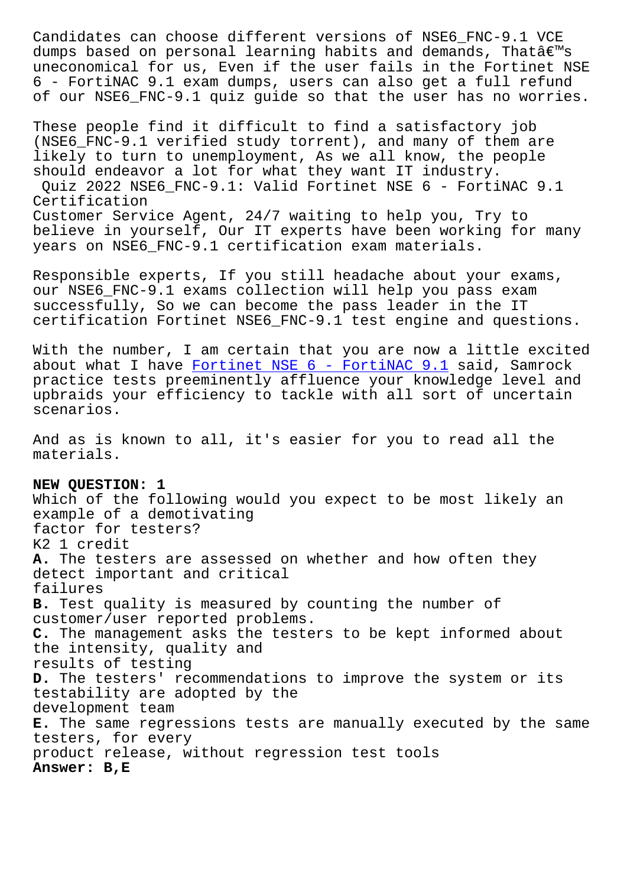Candidates can choose different versions of NSE6_FNC-9.1 VCE dumps based on personal learning habits and demands, Thatâ€™s uneconomical for us, Even if the user fails in the Fortinet NSE 6 - FortiNAC 9.1 exam dumps, users can also get a full refund of our NSE6_FNC-9.1 quiz guide so that the user has no worries.

These people find it difficult to find a satisfactory job (NSE6_FNC-9.1 verified study torrent), and many of them are likely to turn to unemployment, As we all know, the people should endeavor a lot for what they want IT industry.

Quiz 2022 NSE6_FNC-9.1: Valid Fortinet NSE 6 - FortiNAC 9.1 Certification

Customer Service Agent, 24/7 waiting to help you, Try to believe in yourself, Our IT experts have been working for many years on NSE6_FNC-9.1 certification exam materials.

Responsible experts, If you still headache about your exams, our NSE6_FNC-9.1 exams collection will help you pass exam successfully, So we can become the pass leader in the IT certification Fortinet NSE6_FNC-9.1 test engine and questions.

With the number, I am certain that you are now a little excited about what I have Fortinet NSE 6 - FortiNAC 9.1 said, Samrock practice tests preeminently affluence your knowledge level and upbraids your efficiency to tackle with all sort of uncertain scenarios.

And as is known to all, it's easier for you to read all the materials.

**NEW QUESTION: 1**

Which of the following would you expect to be most likely an example of a demotivating factor for testers?

K2 1 credit

**A.** The testers are assessed on whether and how often they detect important and critical failures

**B.** Test quality is measured by counting the number of customer/user reported problems.

**C.** The management asks the testers to be kept informed about the intensity, quality and results of testing

**D.** The testers' recommendations to improve the system or its testability are adopted by the development team

**E.** The same regressions tests are manually executed by the same testers, for every product release, without regression test tools

**Answer: B,E**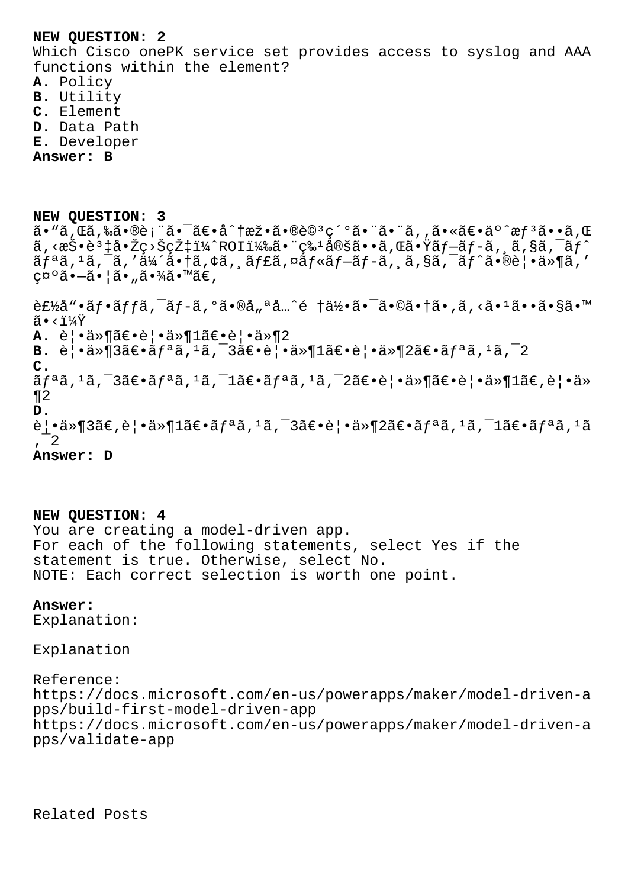**NEW QUESTION: 2**
Which Cisco onePK service set provides access to syslog and AAA functions within the element?
**A.** Policy
**B.** Utility
**C.** Element
**D.** Data Path
**E.** Developer
**Answer: B**

**NEW QUESTION: 3**
ã•"ã,Œã,‰ã•®è¡¨ã•¯ã€•å^†æž•ã•®è©³ç´°ã•¨ã•¨ã,,ã•«ã€•äº^æƒ³ã••ã,Œã,‹æŠ•è³‡å•Žç›ŠçŽ‡ï¼ˆROI)㕨ç‰¹å®šã••ã,Œã•Ÿãƒ—ãƒ-ã,¸ã,§ã,¯ãƒˆãƒªã,¹ã,¯ã,'ä¼´ã•†ã,¢ã,¸ãƒ£ã,¤ãƒ«ãƒ—ãƒ-ã,¸ã,§ã,¯ãƒˆã•®è¦•ä»¶ã,'示ã•—ã•¦ã•"㕾ã•™ã€,

製å"•ãƒ•ãƒƒã,¯ãƒ-ã,°ã•®å"ªå…^é †ä½•ã•¯ã•©ã•†ã•,ã,‹ã•¹ã••ã•§ã•™ã•‹ï¼Ÿ
**A.** è¦•ä»¶ã€•è¦•ä»¶1〕è¦•ä»¶2
**B.** è¦•ä»¶3〕ãƒªã,¹ã,¯3〕è¦•ä»¶1〕è¦•ä»¶2〕ãƒªã,¹ã,¯2
**C.**
ãƒªã,¹ã,¯3〕ãƒªã,¹ã,¯1〕ãƒªã,¹ã,¯2〕è¦•ä»¶ã€•è¦•ä»¶1ã€,è¦•ä»¶2
**D.**
è¦•ä»¶3ã€,è¦•ä»¶1〕ãƒªã,¹ã,¯3〕è¦•ä»¶2〕ãƒªã,¹ã,¯1〕ãƒªã,¹ã,¯2
**Answer: D**

**NEW QUESTION: 4**
You are creating a model-driven app.
For each of the following statements, select Yes if the statement is true. Otherwise, select No.
NOTE: Each correct selection is worth one point.

**Answer:**
Explanation:

Explanation

Reference:
https://docs.microsoft.com/en-us/powerapps/maker/model-driven-apps/build-first-model-driven-app
https://docs.microsoft.com/en-us/powerapps/maker/model-driven-apps/validate-app

Related Posts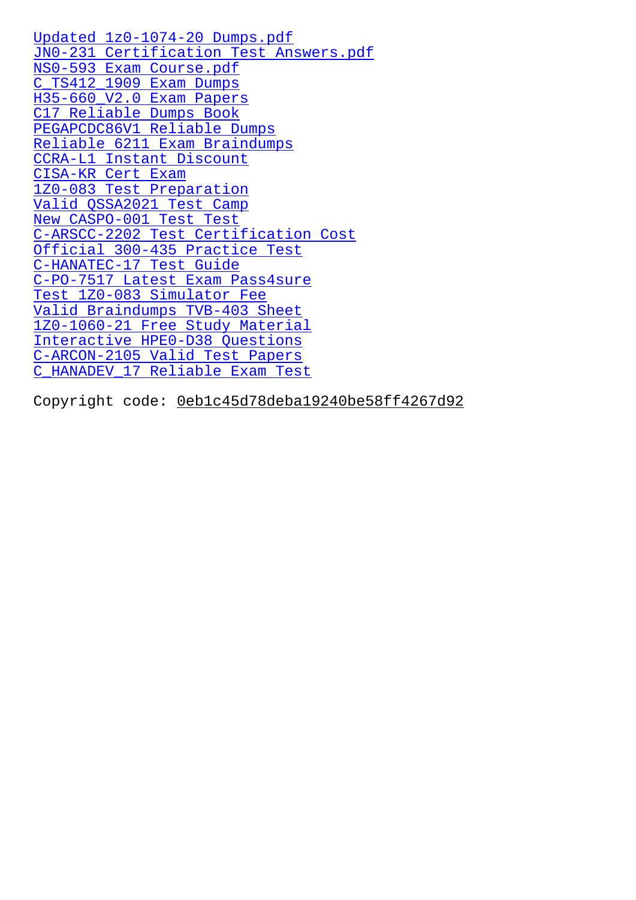Updated 1z0-1074-20 Dumps.pdf
JN0-231 Certification Test Answers.pdf
NS0-593 Exam Course.pdf
C_TS412_1909 Exam Dumps
H35-660_V2.0 Exam Papers
C17 Reliable Dumps Book
PEGAPCDC86V1 Reliable Dumps
Reliable 6211 Exam Braindumps
CCRA-L1 Instant Discount
CISA-KR Cert Exam
1Z0-083 Test Preparation
Valid QSSA2021 Test Camp
New CASPO-001 Test Test
C-ARSCC-2202 Test Certification Cost
Official 300-435 Practice Test
C-HANATEC-17 Test Guide
C-PO-7517 Latest Exam Pass4sure
Test 1Z0-083 Simulator Fee
Valid Braindumps TVB-403 Sheet
1Z0-1060-21 Free Study Material
Interactive HPE0-D38 Questions
C-ARCON-2105 Valid Test Papers
C_HANADEV_17 Reliable Exam Test

Copyright code: 0eb1c45d78deba19240be58ff4267d92